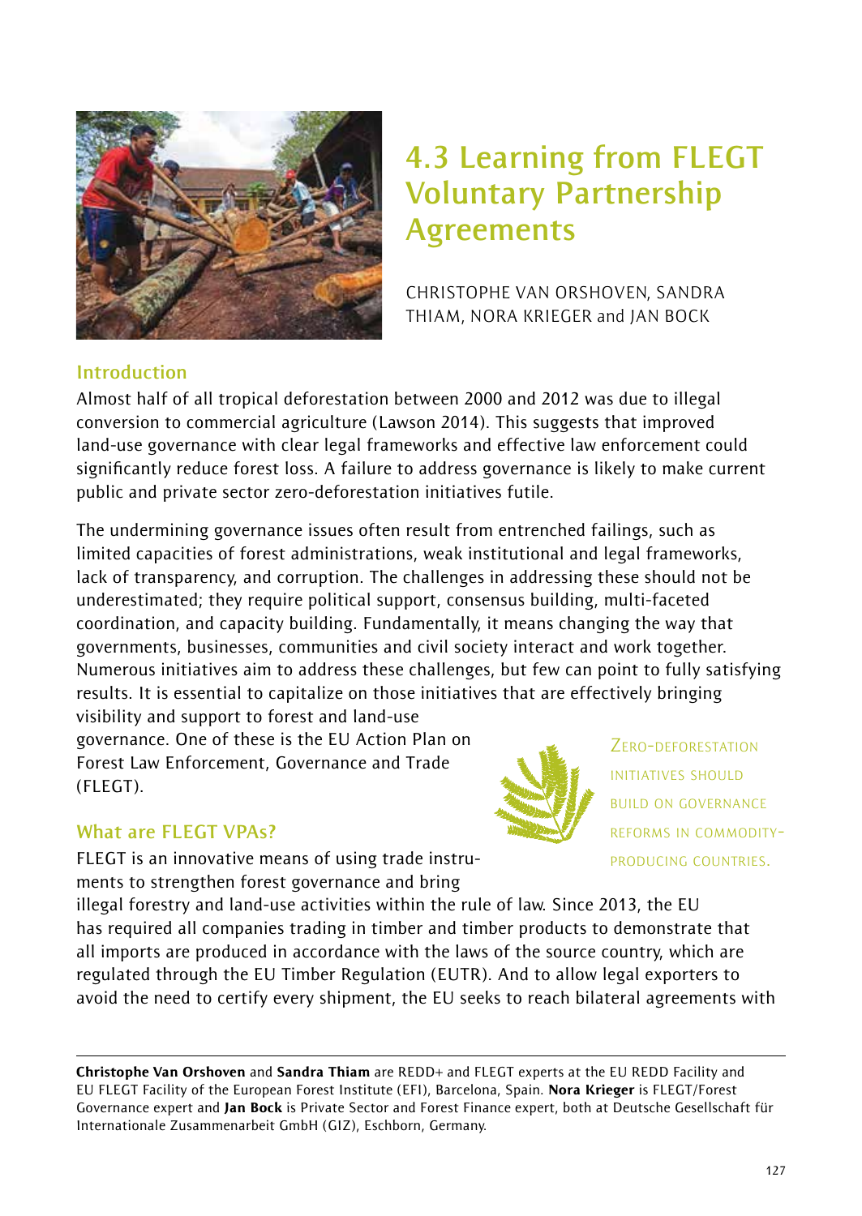# 4.3 Learning from FLEGT Voluntary Partnership Agreements

CHRISTOPHE VAN ORSHOVEN, SANDRA THIAM, NORA KRIEGER and JAN BOCK

## Introduction

Almost half of all tropical deforestation between 2000 and 2012 was due to illegal conversion to commercial agriculture (Lawson 2014). This suggests that improved land-use governance with clear legal frameworks and effective law enforcement could significantly reduce forest loss. A failure to address governance is likely to make current public and private sector zero-deforestation initiatives futile.

The undermining governance issues often result from entrenched failings, such as limited capacities of forest administrations, weak institutional and legal frameworks, lack of transparency, and corruption. The challenges in addressing these should not be underestimated; they require political support, consensus building, multi-faceted coordination, and capacity building. Fundamentally, it means changing the way that governments, businesses, communities and civil society interact and work together. Numerous initiatives aim to address these challenges, but few can point to fully satisfying results. It is essential to capitalize on those initiatives that are effectively bringing visibility and support to forest and land-use governance. One of these is the EU Action Plan on Forest Law Enforcement, Governance and Trade (FLEGT).

ZERO-DEFORESTATION INITIATIVES SHOULD BUILD ON GOVERNANCE REFORMS IN COMMODITY-PRODUCING COUNTRIES.

## What are FLEGT VPAs?

FLEGT is an innovative means of using trade instruments to strengthen forest governance and bring illegal forestry and land-use activities within the rule of law. Since 2013, the EU has required all companies trading in timber and timber products to demonstrate that all imports are produced in accordance with the laws of the source country, which are regulated through the EU Timber Regulation (EUTR). And to allow legal exporters to avoid the need to certify every shipment, the EU seeks to reach bilateral agreements with

---

**Christophe Van Orshoven** and **Sandra Thiam** are REDD+ and FLEGT experts at the EU REDD Facility and EU FLEGT Facility of the European Forest Institute (EFI), Barcelona, Spain. **Nora Krieger** is FLEGT/Forest Governance expert and **Jan Bock** is Private Sector and Forest Finance expert, both at Deutsche Gesellschaft für Internationale Zusammenarbeit GmbH (GIZ), Eschborn, Germany.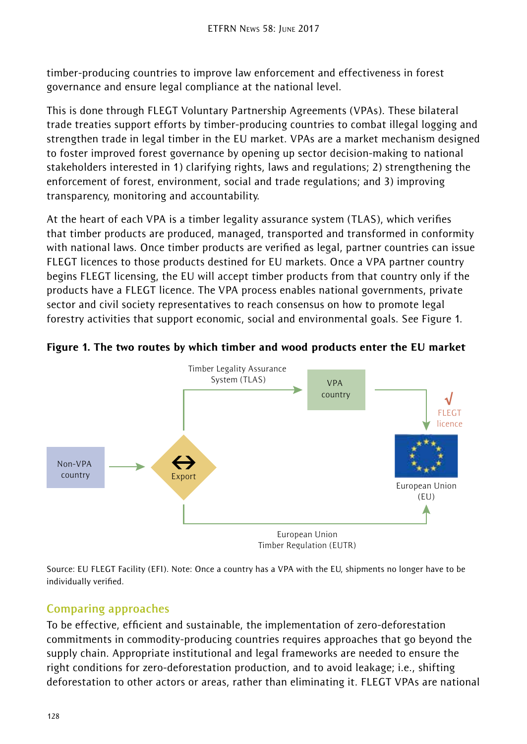timber-producing countries to improve law enforcement and effectiveness in forest governance and ensure legal compliance at the national level.

This is done through FLEGT Voluntary Partnership Agreements (VPAs). These bilateral trade treaties support efforts by timber-producing countries to combat illegal logging and strengthen trade in legal timber in the EU market. VPAs are a market mechanism designed to foster improved forest governance by opening up sector decision-making to national stakeholders interested in 1) clarifying rights, laws and regulations; 2) strengthening the enforcement of forest, environment, social and trade regulations; and 3) improving transparency, monitoring and accountability.

At the heart of each VPA is a timber legality assurance system (TLAS), which verifies that timber products are produced, managed, transported and transformed in conformity with national laws. Once timber products are verified as legal, partner countries can issue FLEGT licences to those products destined for EU markets. Once a VPA partner country begins FLEGT licensing, the EU will accept timber products from that country only if the products have a FLEGT licence. The VPA process enables national governments, private sector and civil society representatives to reach consensus on how to promote legal forestry activities that support economic, social and environmental goals. See Figure 1.

**Figure 1. The two routes by which timber and wood products enter the EU market**

Timber Legality Assurance System (TLAS)

VPA country

√ FLEGT licence

Non-VPA country

Export

European Union (EU)

European Union Timber Regulation (EUTR)

Source: EU FLEGT Facility (EFI). Note: Once a country has a VPA with the EU, shipments no longer have to be individually verified.

## Comparing approaches

To be effective, efficient and sustainable, the implementation of zero-deforestation commitments in commodity-producing countries requires approaches that go beyond the supply chain. Appropriate institutional and legal frameworks are needed to ensure the right conditions for zero-deforestation production, and to avoid leakage; i.e., shifting deforestation to other actors or areas, rather than eliminating it. FLEGT VPAs are national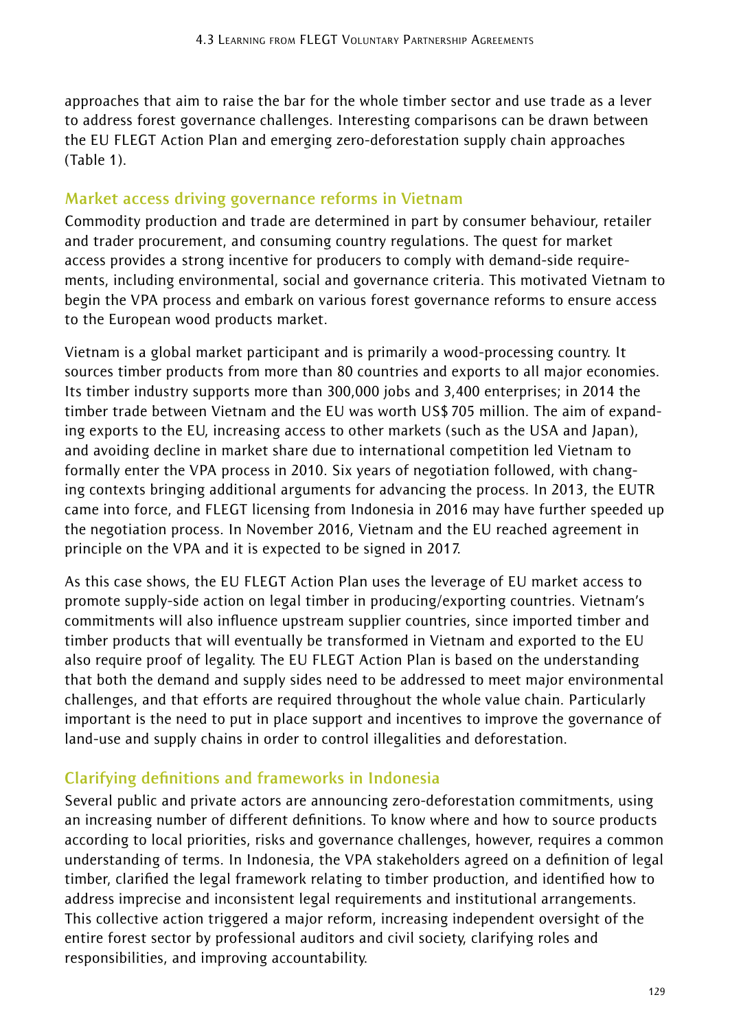approaches that aim to raise the bar for the whole timber sector and use trade as a lever to address forest governance challenges. Interesting comparisons can be drawn between the EU FLEGT Action Plan and emerging zero-deforestation supply chain approaches (Table 1).

## Market access driving governance reforms in Vietnam

Commodity production and trade are determined in part by consumer behaviour, retailer and trader procurement, and consuming country regulations. The quest for market access provides a strong incentive for producers to comply with demand-side requirements, including environmental, social and governance criteria. This motivated Vietnam to begin the VPA process and embark on various forest governance reforms to ensure access to the European wood products market.

Vietnam is a global market participant and is primarily a wood-processing country. It sources timber products from more than 80 countries and exports to all major economies. Its timber industry supports more than 300,000 jobs and 3,400 enterprises; in 2014 the timber trade between Vietnam and the EU was worth US$ 705 million. The aim of expanding exports to the EU, increasing access to other markets (such as the USA and Japan), and avoiding decline in market share due to international competition led Vietnam to formally enter the VPA process in 2010. Six years of negotiation followed, with changing contexts bringing additional arguments for advancing the process. In 2013, the EUTR came into force, and FLEGT licensing from Indonesia in 2016 may have further speeded up the negotiation process. In November 2016, Vietnam and the EU reached agreement in principle on the VPA and it is expected to be signed in 2017.

As this case shows, the EU FLEGT Action Plan uses the leverage of EU market access to promote supply-side action on legal timber in producing/exporting countries. Vietnam's commitments will also influence upstream supplier countries, since imported timber and timber products that will eventually be transformed in Vietnam and exported to the EU also require proof of legality. The EU FLEGT Action Plan is based on the understanding that both the demand and supply sides need to be addressed to meet major environmental challenges, and that efforts are required throughout the whole value chain. Particularly important is the need to put in place support and incentives to improve the governance of land-use and supply chains in order to control illegalities and deforestation.

## Clarifying definitions and frameworks in Indonesia

Several public and private actors are announcing zero-deforestation commitments, using an increasing number of different definitions. To know where and how to source products according to local priorities, risks and governance challenges, however, requires a common understanding of terms. In Indonesia, the VPA stakeholders agreed on a definition of legal timber, clarified the legal framework relating to timber production, and identified how to address imprecise and inconsistent legal requirements and institutional arrangements. This collective action triggered a major reform, increasing independent oversight of the entire forest sector by professional auditors and civil society, clarifying roles and responsibilities, and improving accountability.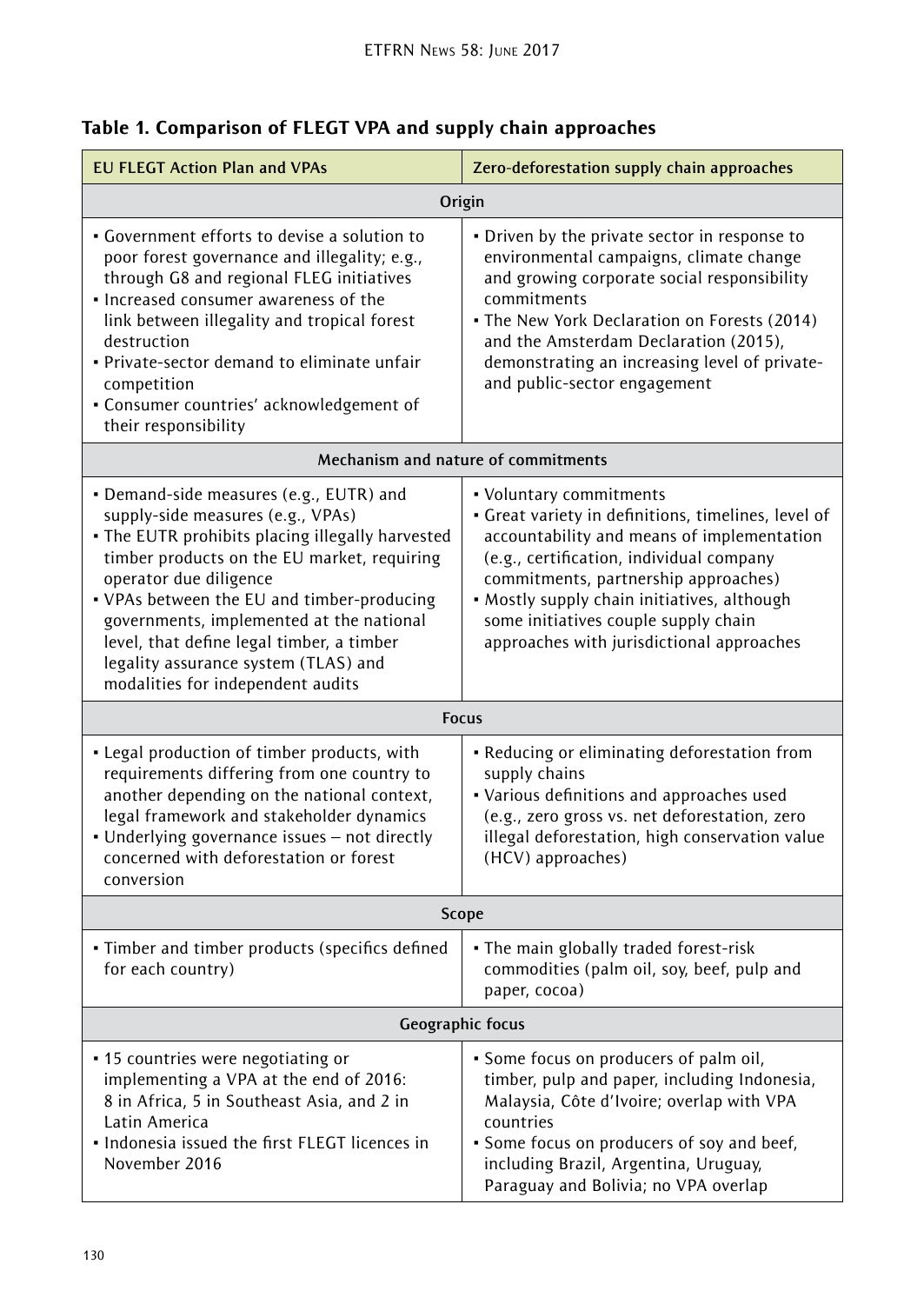## Table 1. Comparison of FLEGT VPA and supply chain approaches

| EU FLEGT Action Plan and VPAs | Zero-deforestation supply chain approaches |
|---|---|
| **Origin** | |
| • Government efforts to devise a solution to poor forest governance and illegality; e.g., through G8 and regional FLEG initiatives<br>• Increased consumer awareness of the link between illegality and tropical forest destruction<br>• Private-sector demand to eliminate unfair competition<br>• Consumer countries' acknowledgement of their responsibility | • Driven by the private sector in response to environmental campaigns, climate change and growing corporate social responsibility commitments<br>• The New York Declaration on Forests (2014) and the Amsterdam Declaration (2015), demonstrating an increasing level of private- and public-sector engagement |
| **Mechanism and nature of commitments** | |
| • Demand-side measures (e.g., EUTR) and supply-side measures (e.g., VPAs)<br>• The EUTR prohibits placing illegally harvested timber products on the EU market, requiring operator due diligence<br>• VPAs between the EU and timber-producing governments, implemented at the national level, that define legal timber, a timber legality assurance system (TLAS) and modalities for independent audits | • Voluntary commitments<br>• Great variety in definitions, timelines, level of accountability and means of implementation (e.g., certification, individual company commitments, partnership approaches)<br>• Mostly supply chain initiatives, although some initiatives couple supply chain approaches with jurisdictional approaches |
| **Focus** | |
| • Legal production of timber products, with requirements differing from one country to another depending on the national context, legal framework and stakeholder dynamics<br>• Underlying governance issues – not directly concerned with deforestation or forest conversion | • Reducing or eliminating deforestation from supply chains<br>• Various definitions and approaches used (e.g., zero gross vs. net deforestation, zero illegal deforestation, high conservation value (HCV) approaches) |
| **Scope** | |
| • Timber and timber products (specifics defined for each country) | • The main globally traded forest-risk commodities (palm oil, soy, beef, pulp and paper, cocoa) |
| **Geographic focus** | |
| • 15 countries were negotiating or implementing a VPA at the end of 2016: 8 in Africa, 5 in Southeast Asia, and 2 in Latin America<br>• Indonesia issued the first FLEGT licences in November 2016 | • Some focus on producers of palm oil, timber, pulp and paper, including Indonesia, Malaysia, Côte d'Ivoire; overlap with VPA countries<br>• Some focus on producers of soy and beef, including Brazil, Argentina, Uruguay, Paraguay and Bolivia; no VPA overlap |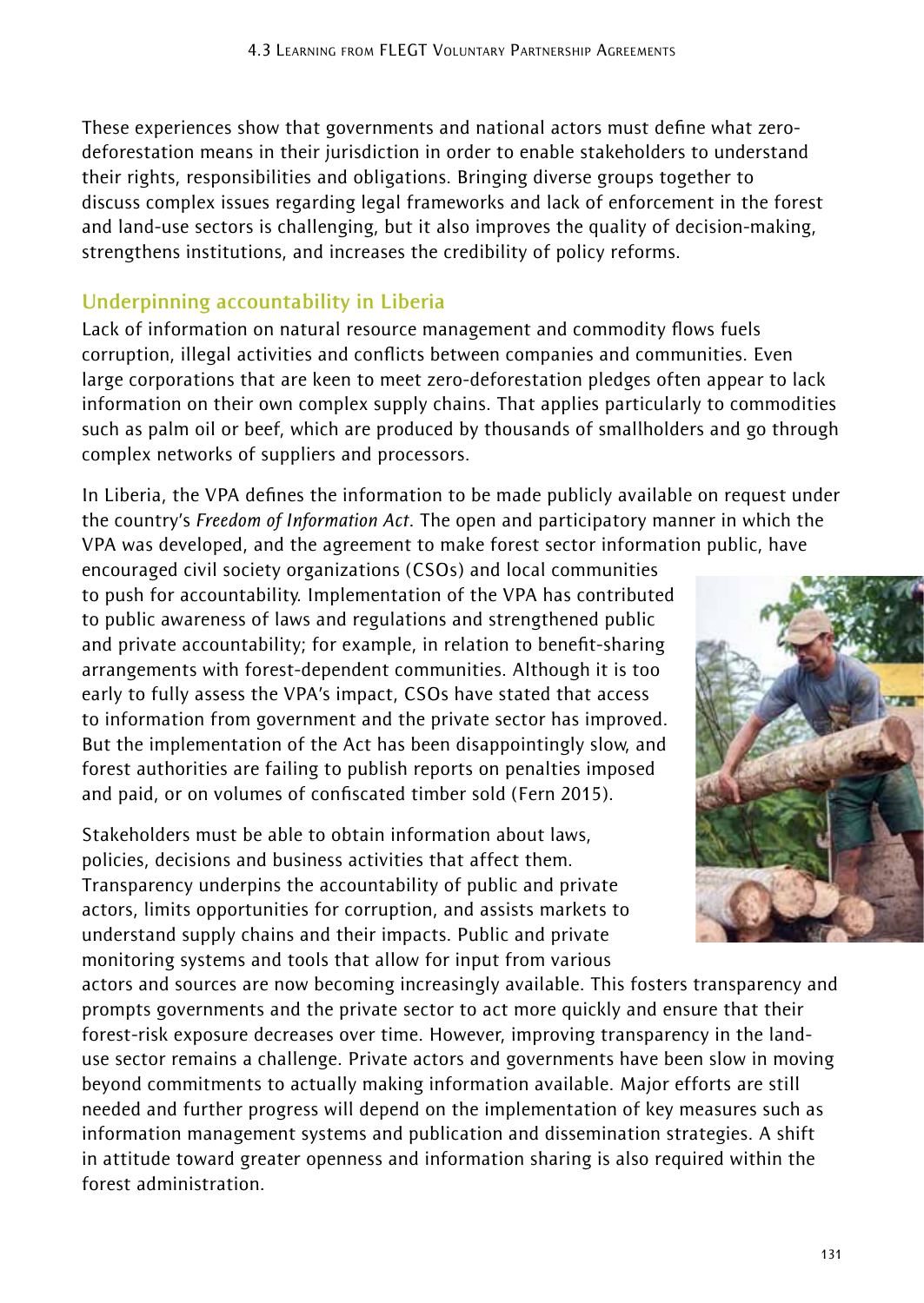These experiences show that governments and national actors must define what zero-deforestation means in their jurisdiction in order to enable stakeholders to understand their rights, responsibilities and obligations. Bringing diverse groups together to discuss complex issues regarding legal frameworks and lack of enforcement in the forest and land-use sectors is challenging, but it also improves the quality of decision-making, strengthens institutions, and increases the credibility of policy reforms.

## Underpinning accountability in Liberia

Lack of information on natural resource management and commodity flows fuels corruption, illegal activities and conflicts between companies and communities. Even large corporations that are keen to meet zero-deforestation pledges often appear to lack information on their own complex supply chains. That applies particularly to commodities such as palm oil or beef, which are produced by thousands of smallholders and go through complex networks of suppliers and processors.

In Liberia, the VPA defines the information to be made publicly available on request under the country's *Freedom of Information Act*. The open and participatory manner in which the VPA was developed, and the agreement to make forest sector information public, have encouraged civil society organizations (CSOs) and local communities to push for accountability. Implementation of the VPA has contributed to public awareness of laws and regulations and strengthened public and private accountability; for example, in relation to benefit-sharing arrangements with forest-dependent communities. Although it is too early to fully assess the VPA's impact, CSOs have stated that access to information from government and the private sector has improved. But the implementation of the Act has been disappointingly slow, and forest authorities are failing to publish reports on penalties imposed and paid, or on volumes of confiscated timber sold (Fern 2015).

Stakeholders must be able to obtain information about laws, policies, decisions and business activities that affect them. Transparency underpins the accountability of public and private actors, limits opportunities for corruption, and assists markets to understand supply chains and their impacts. Public and private monitoring systems and tools that allow for input from various actors and sources are now becoming increasingly available. This fosters transparency and prompts governments and the private sector to act more quickly and ensure that their forest-risk exposure decreases over time. However, improving transparency in the land-use sector remains a challenge. Private actors and governments have been slow in moving beyond commitments to actually making information available. Major efforts are still needed and further progress will depend on the implementation of key measures such as information management systems and publication and dissemination strategies. A shift in attitude toward greater openness and information sharing is also required within the forest administration.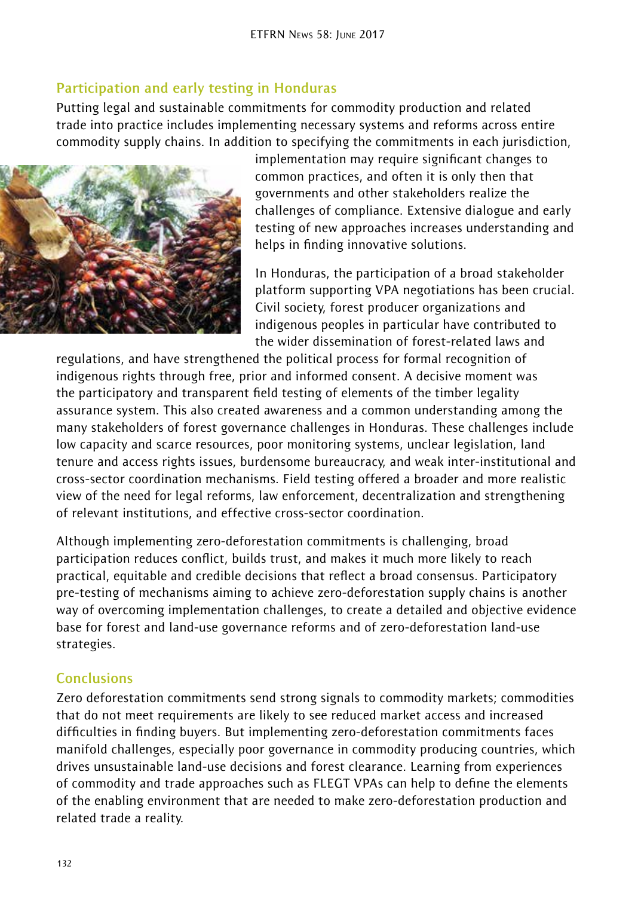## Participation and early testing in Honduras

Putting legal and sustainable commitments for commodity production and related trade into practice includes implementing necessary systems and reforms across entire commodity supply chains. In addition to specifying the commitments in each jurisdiction, implementation may require significant changes to common practices, and often it is only then that governments and other stakeholders realize the challenges of compliance. Extensive dialogue and early testing of new approaches increases understanding and helps in finding innovative solutions.

In Honduras, the participation of a broad stakeholder platform supporting VPA negotiations has been crucial. Civil society, forest producer organizations and indigenous peoples in particular have contributed to the wider dissemination of forest-related laws and regulations, and have strengthened the political process for formal recognition of indigenous rights through free, prior and informed consent. A decisive moment was the participatory and transparent field testing of elements of the timber legality assurance system. This also created awareness and a common understanding among the many stakeholders of forest governance challenges in Honduras. These challenges include low capacity and scarce resources, poor monitoring systems, unclear legislation, land tenure and access rights issues, burdensome bureaucracy, and weak inter-institutional and cross-sector coordination mechanisms. Field testing offered a broader and more realistic view of the need for legal reforms, law enforcement, decentralization and strengthening of relevant institutions, and effective cross-sector coordination.

Although implementing zero-deforestation commitments is challenging, broad participation reduces conflict, builds trust, and makes it much more likely to reach practical, equitable and credible decisions that reflect a broad consensus. Participatory pre-testing of mechanisms aiming to achieve zero-deforestation supply chains is another way of overcoming implementation challenges, to create a detailed and objective evidence base for forest and land-use governance reforms and of zero-deforestation land-use strategies.

## Conclusions

Zero deforestation commitments send strong signals to commodity markets; commodities that do not meet requirements are likely to see reduced market access and increased difficulties in finding buyers. But implementing zero-deforestation commitments faces manifold challenges, especially poor governance in commodity producing countries, which drives unsustainable land-use decisions and forest clearance. Learning from experiences of commodity and trade approaches such as FLEGT VPAs can help to define the elements of the enabling environment that are needed to make zero-deforestation production and related trade a reality.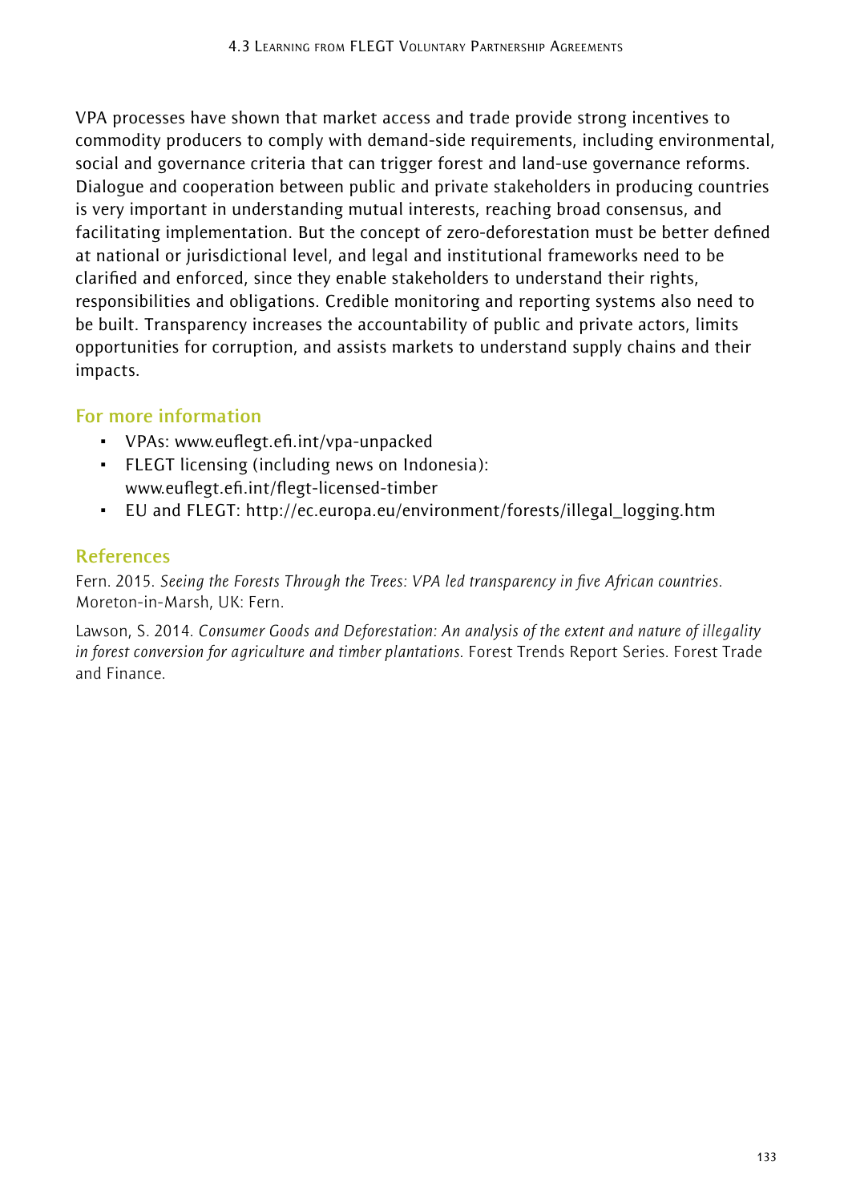VPA processes have shown that market access and trade provide strong incentives to commodity producers to comply with demand-side requirements, including environmental, social and governance criteria that can trigger forest and land-use governance reforms. Dialogue and cooperation between public and private stakeholders in producing countries is very important in understanding mutual interests, reaching broad consensus, and facilitating implementation. But the concept of zero-deforestation must be better defined at national or jurisdictional level, and legal and institutional frameworks need to be clarified and enforced, since they enable stakeholders to understand their rights, responsibilities and obligations. Credible monitoring and reporting systems also need to be built. Transparency increases the accountability of public and private actors, limits opportunities for corruption, and assists markets to understand supply chains and their impacts.

## For more information

- VPAs: www.euflegt.efi.int/vpa-unpacked
- FLEGT licensing (including news on Indonesia): www.euflegt.efi.int/flegt-licensed-timber
- EU and FLEGT: http://ec.europa.eu/environment/forests/illegal_logging.htm

## References

Fern. 2015. *Seeing the Forests Through the Trees: VPA led transparency in five African countries*. Moreton-in-Marsh, UK: Fern.

Lawson, S. 2014. *Consumer Goods and Deforestation: An analysis of the extent and nature of illegality in forest conversion for agriculture and timber plantations*. Forest Trends Report Series. Forest Trade and Finance.